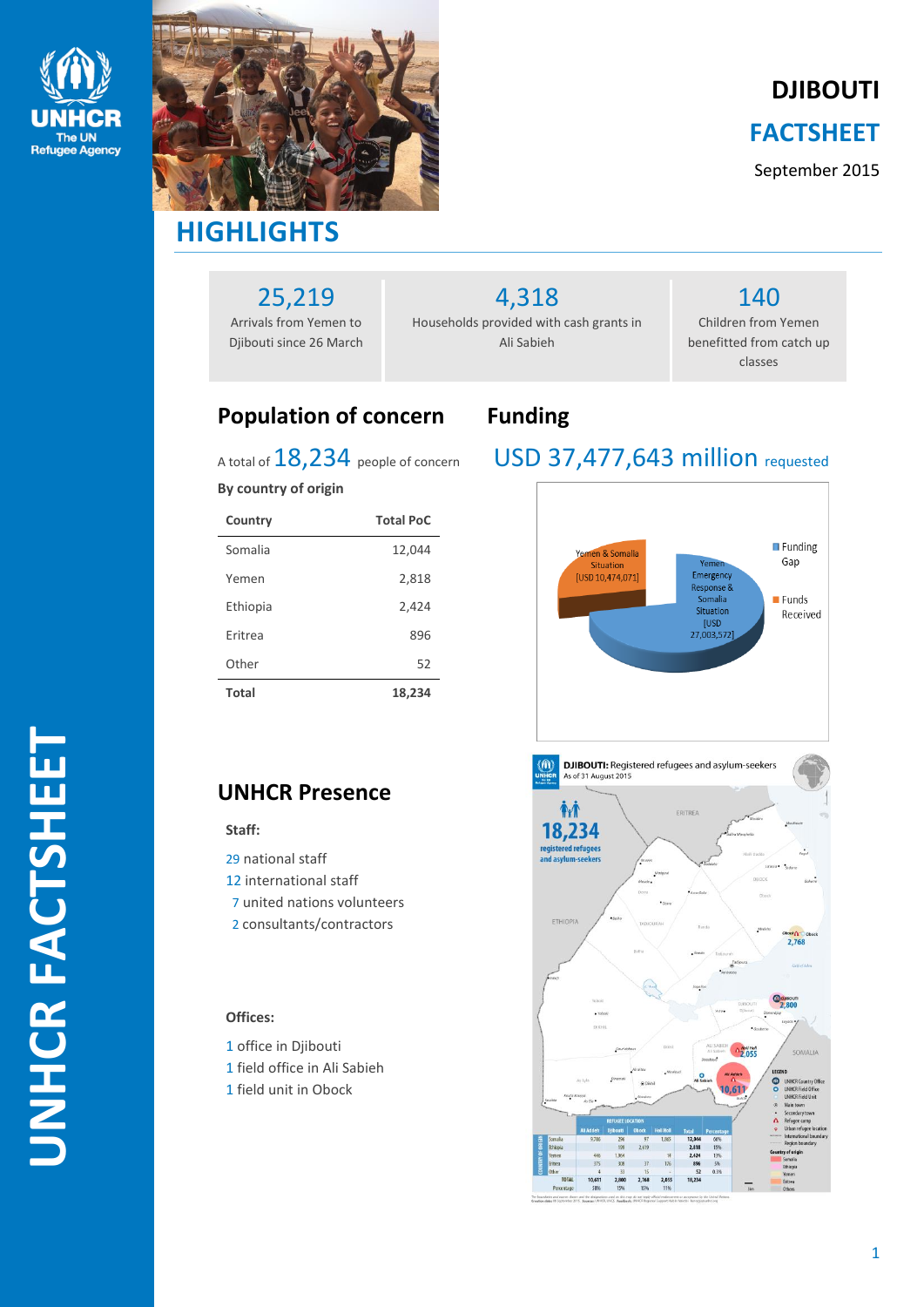# DJIBOUTI

# FACTSHEET

September 2015

## HIGHLIGHTS

**25,219**
Arrivals from Yemen to Djibouti since 26 March

**4,318**
Households provided with cash grants in Ali Sabieh

**140**
Children from Yemen benefitted from catch up classes

## Population of concern

A total of **18,234** people of concern

**By country of origin**

| Country | Total PoC |
|---|---|
| Somalia | 12,044 |
| Yemen | 2,818 |
| Ethiopia | 2,424 |
| Eritrea | 896 |
| Other | 52 |
| **Total** | **18,234** |

## Funding

USD 37,477,643 million requested

Yemen & Somalia Situation [USD 10,474,071]

Yemen Emergency Response & Somalia Situation [USD 27,003,572]

Funding Gap

Funds Received

## UNHCR Presence

**Staff:**

29 national staff
12 international staff
7 united nations volunteers
2 consultants/contractors

**Offices:**

1 office in Djibouti
1 field office in Ali Sabieh
1 field unit in Obock

**DJIBOUTI:** Registered refugees and asylum-seekers
As of 31 August 2015

18,234 registered refugees and asylum-seekers

| Country of origin | Ali Addeh | Djibouti | Obock | Holl Holl | Total | Percentage |
|---|---|---|---|---|---|---|
| Somalia | 9,786 | 296 | 97 | 1,865 | 12,044 | 66% |
| Ethiopia | | 108 | 2,419 | | 2,818 | 15% |
| Yemen | 446 | 1,964 | | 14 | 2,424 | 13% |
| Eritrea | 375 | 108 | 37 | 176 | 896 | 5% |
| Other | 4 | 33 | 15 | | 52 | 0.3% |
| TOTAL | 10,611 | 2,800 | 2,768 | 2,055 | 18,234 | |
| Percentage | 58% | 15% | 15% | 11% | | |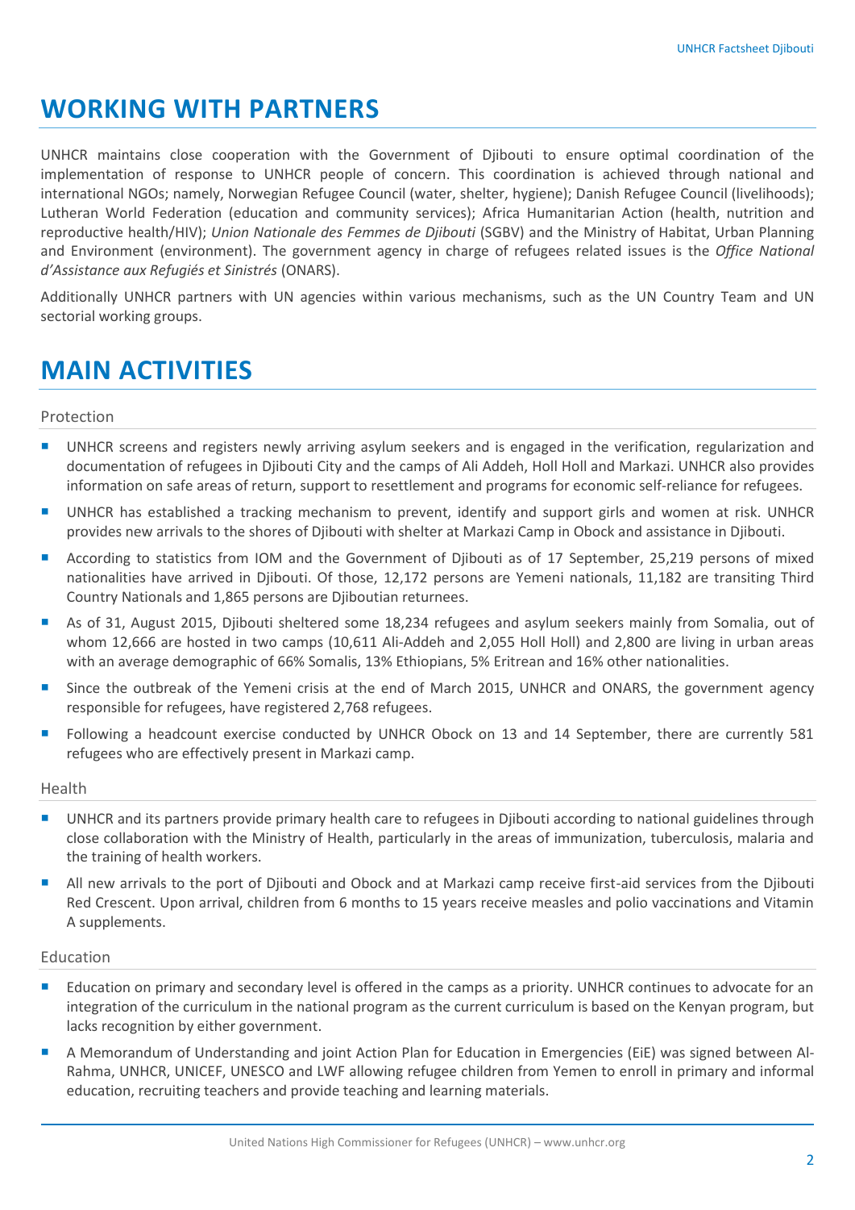## WORKING WITH PARTNERS

UNHCR maintains close cooperation with the Government of Djibouti to ensure optimal coordination of the implementation of response to UNHCR people of concern. This coordination is achieved through national and international NGOs; namely, Norwegian Refugee Council (water, shelter, hygiene); Danish Refugee Council (livelihoods); Lutheran World Federation (education and community services); Africa Humanitarian Action (health, nutrition and reproductive health/HIV); *Union Nationale des Femmes de Djibouti* (SGBV) and the Ministry of Habitat, Urban Planning and Environment (environment). The government agency in charge of refugees related issues is the *Office National d'Assistance aux Refugiés et Sinistrés* (ONARS).

Additionally UNHCR partners with UN agencies within various mechanisms, such as the UN Country Team and UN sectorial working groups.

## MAIN ACTIVITIES

### Protection

- UNHCR screens and registers newly arriving asylum seekers and is engaged in the verification, regularization and documentation of refugees in Djibouti City and the camps of Ali Addeh, Holl Holl and Markazi. UNHCR also provides information on safe areas of return, support to resettlement and programs for economic self-reliance for refugees.
- UNHCR has established a tracking mechanism to prevent, identify and support girls and women at risk. UNHCR provides new arrivals to the shores of Djibouti with shelter at Markazi Camp in Obock and assistance in Djibouti.
- According to statistics from IOM and the Government of Djibouti as of 17 September, 25,219 persons of mixed nationalities have arrived in Djibouti. Of those, 12,172 persons are Yemeni nationals, 11,182 are transiting Third Country Nationals and 1,865 persons are Djiboutian returnees.
- As of 31, August 2015, Djibouti sheltered some 18,234 refugees and asylum seekers mainly from Somalia, out of whom 12,666 are hosted in two camps (10,611 Ali-Addeh and 2,055 Holl Holl) and 2,800 are living in urban areas with an average demographic of 66% Somalis, 13% Ethiopians, 5% Eritrean and 16% other nationalities.
- Since the outbreak of the Yemeni crisis at the end of March 2015, UNHCR and ONARS, the government agency responsible for refugees, have registered 2,768 refugees.
- Following a headcount exercise conducted by UNHCR Obock on 13 and 14 September, there are currently 581 refugees who are effectively present in Markazi camp.

### Health

- UNHCR and its partners provide primary health care to refugees in Djibouti according to national guidelines through close collaboration with the Ministry of Health, particularly in the areas of immunization, tuberculosis, malaria and the training of health workers.
- All new arrivals to the port of Djibouti and Obock and at Markazi camp receive first-aid services from the Djibouti Red Crescent. Upon arrival, children from 6 months to 15 years receive measles and polio vaccinations and Vitamin A supplements.

### Education

- Education on primary and secondary level is offered in the camps as a priority. UNHCR continues to advocate for an integration of the curriculum in the national program as the current curriculum is based on the Kenyan program, but lacks recognition by either government.
- A Memorandum of Understanding and joint Action Plan for Education in Emergencies (EiE) was signed between Al-Rahma, UNHCR, UNICEF, UNESCO and LWF allowing refugee children from Yemen to enroll in primary and informal education, recruiting teachers and provide teaching and learning materials.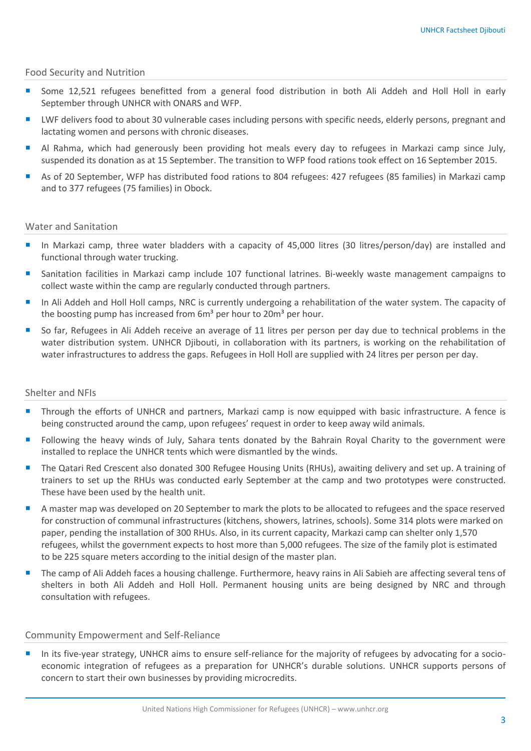## Food Security and Nutrition

- Some 12,521 refugees benefitted from a general food distribution in both Ali Addeh and Holl Holl in early September through UNHCR with ONARS and WFP.
- LWF delivers food to about 30 vulnerable cases including persons with specific needs, elderly persons, pregnant and lactating women and persons with chronic diseases.
- Al Rahma, which had generously been providing hot meals every day to refugees in Markazi camp since July, suspended its donation as at 15 September. The transition to WFP food rations took effect on 16 September 2015.
- As of 20 September, WFP has distributed food rations to 804 refugees: 427 refugees (85 families) in Markazi camp and to 377 refugees (75 families) in Obock.

## Water and Sanitation

- In Markazi camp, three water bladders with a capacity of 45,000 litres (30 litres/person/day) are installed and functional through water trucking.
- Sanitation facilities in Markazi camp include 107 functional latrines. Bi-weekly waste management campaigns to collect waste within the camp are regularly conducted through partners.
- In Ali Addeh and Holl Holl camps, NRC is currently undergoing a rehabilitation of the water system. The capacity of the boosting pump has increased from 6m³ per hour to 20m³ per hour.
- So far, Refugees in Ali Addeh receive an average of 11 litres per person per day due to technical problems in the water distribution system. UNHCR Djibouti, in collaboration with its partners, is working on the rehabilitation of water infrastructures to address the gaps. Refugees in Holl Holl are supplied with 24 litres per person per day.

## Shelter and NFIs

- Through the efforts of UNHCR and partners, Markazi camp is now equipped with basic infrastructure. A fence is being constructed around the camp, upon refugees' request in order to keep away wild animals.
- Following the heavy winds of July, Sahara tents donated by the Bahrain Royal Charity to the government were installed to replace the UNHCR tents which were dismantled by the winds.
- The Qatari Red Crescent also donated 300 Refugee Housing Units (RHUs), awaiting delivery and set up. A training of trainers to set up the RHUs was conducted early September at the camp and two prototypes were constructed. These have been used by the health unit.
- A master map was developed on 20 September to mark the plots to be allocated to refugees and the space reserved for construction of communal infrastructures (kitchens, showers, latrines, schools). Some 314 plots were marked on paper, pending the installation of 300 RHUs. Also, in its current capacity, Markazi camp can shelter only 1,570 refugees, whilst the government expects to host more than 5,000 refugees. The size of the family plot is estimated to be 225 square meters according to the initial design of the master plan.
- The camp of Ali Addeh faces a housing challenge. Furthermore, heavy rains in Ali Sabieh are affecting several tens of shelters in both Ali Addeh and Holl Holl. Permanent housing units are being designed by NRC and through consultation with refugees.

## Community Empowerment and Self-Reliance

- In its five-year strategy, UNHCR aims to ensure self-reliance for the majority of refugees by advocating for a socio-economic integration of refugees as a preparation for UNHCR's durable solutions. UNHCR supports persons of concern to start their own businesses by providing microcredits.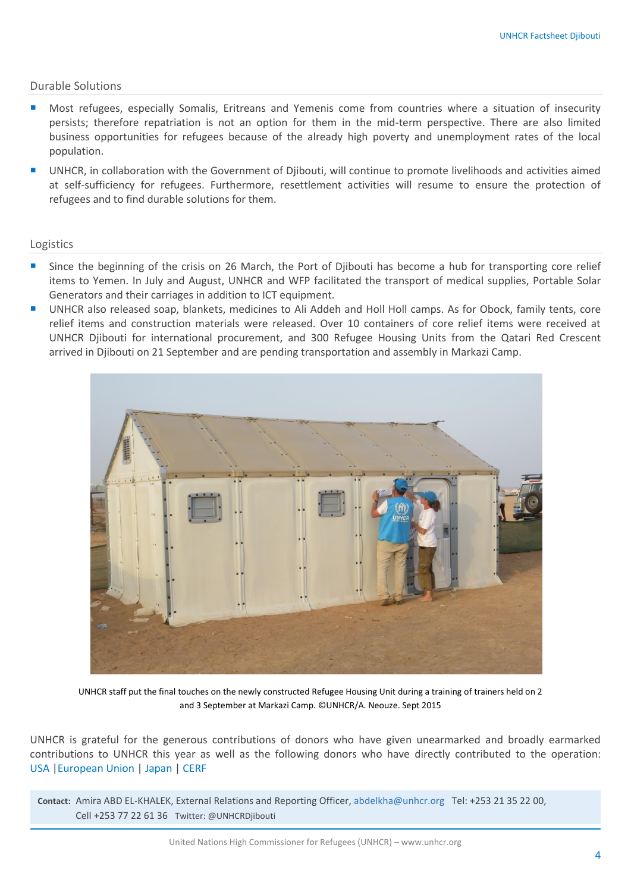## Durable Solutions

- Most refugees, especially Somalis, Eritreans and Yemenis come from countries where a situation of insecurity persists; therefore repatriation is not an option for them in the mid-term perspective. There are also limited business opportunities for refugees because of the already high poverty and unemployment rates of the local population.
- UNHCR, in collaboration with the Government of Djibouti, will continue to promote livelihoods and activities aimed at self-sufficiency for refugees. Furthermore, resettlement activities will resume to ensure the protection of refugees and to find durable solutions for them.

## Logistics

- Since the beginning of the crisis on 26 March, the Port of Djibouti has become a hub for transporting core relief items to Yemen. In July and August, UNHCR and WFP facilitated the transport of medical supplies, Portable Solar Generators and their carriages in addition to ICT equipment.
- UNHCR also released soap, blankets, medicines to Ali Addeh and Holl Holl camps. As for Obock, family tents, core relief items and construction materials were released. Over 10 containers of core relief items were received at UNHCR Djibouti for international procurement, and 300 Refugee Housing Units from the Qatari Red Crescent arrived in Djibouti on 21 September and are pending transportation and assembly in Markazi Camp.

UNHCR staff put the final touches on the newly constructed Refugee Housing Unit during a training of trainers held on 2 and 3 September at Markazi Camp. ©UNHCR/A. Neouze. Sept 2015

UNHCR is grateful for the generous contributions of donors who have given unearmarked and broadly earmarked contributions to UNHCR this year as well as the following donors who have directly contributed to the operation: USA | European Union | Japan | CERF

**Contact:** Amira ABD EL-KHALEK, External Relations and Reporting Officer, abdelkha@unhcr.org Tel: +253 21 35 22 00, Cell +253 77 22 61 36 Twitter: @UNHCRDjibouti